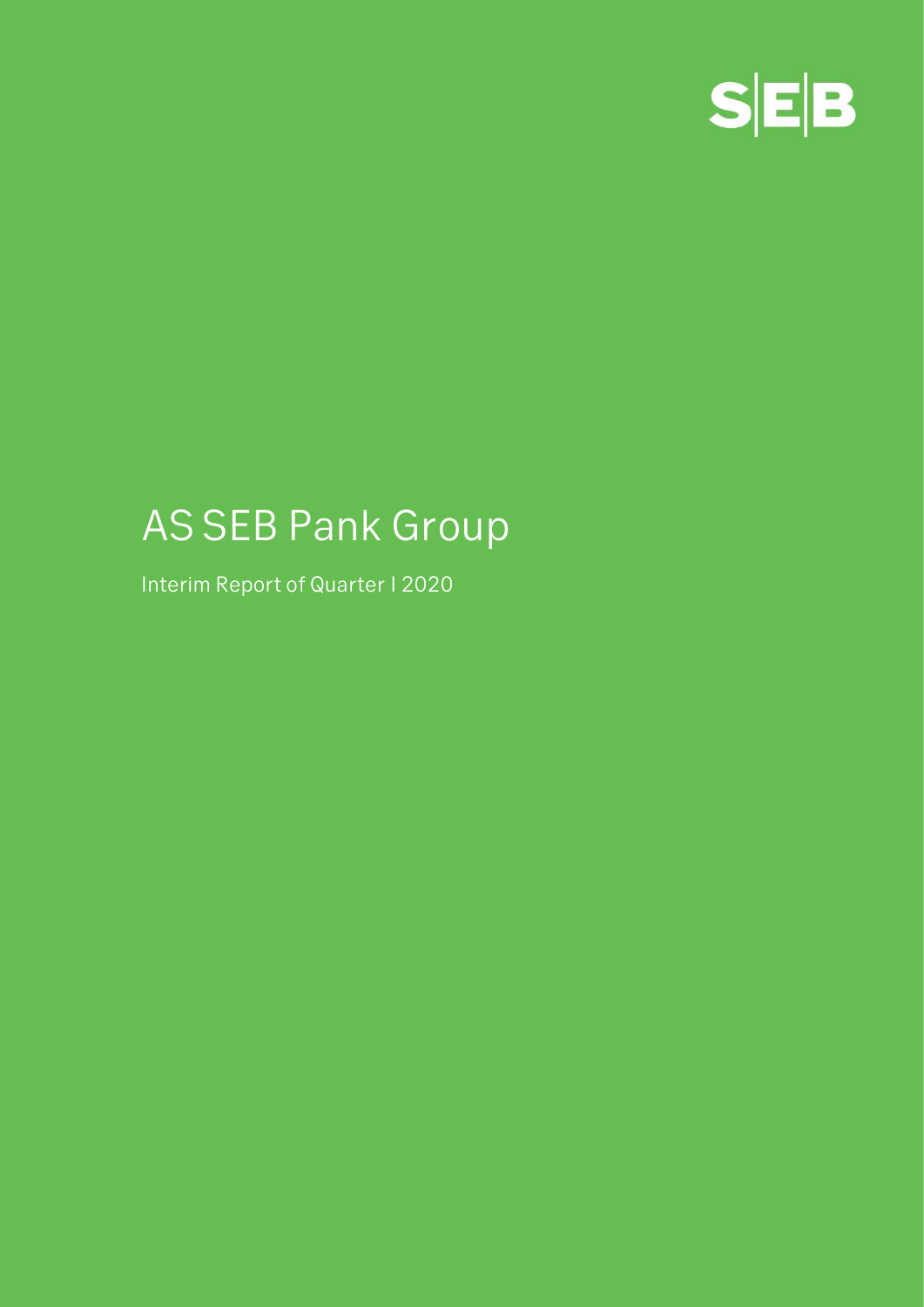SEB

# AS SEB Pank Group

Interim Report of Quarter I 2020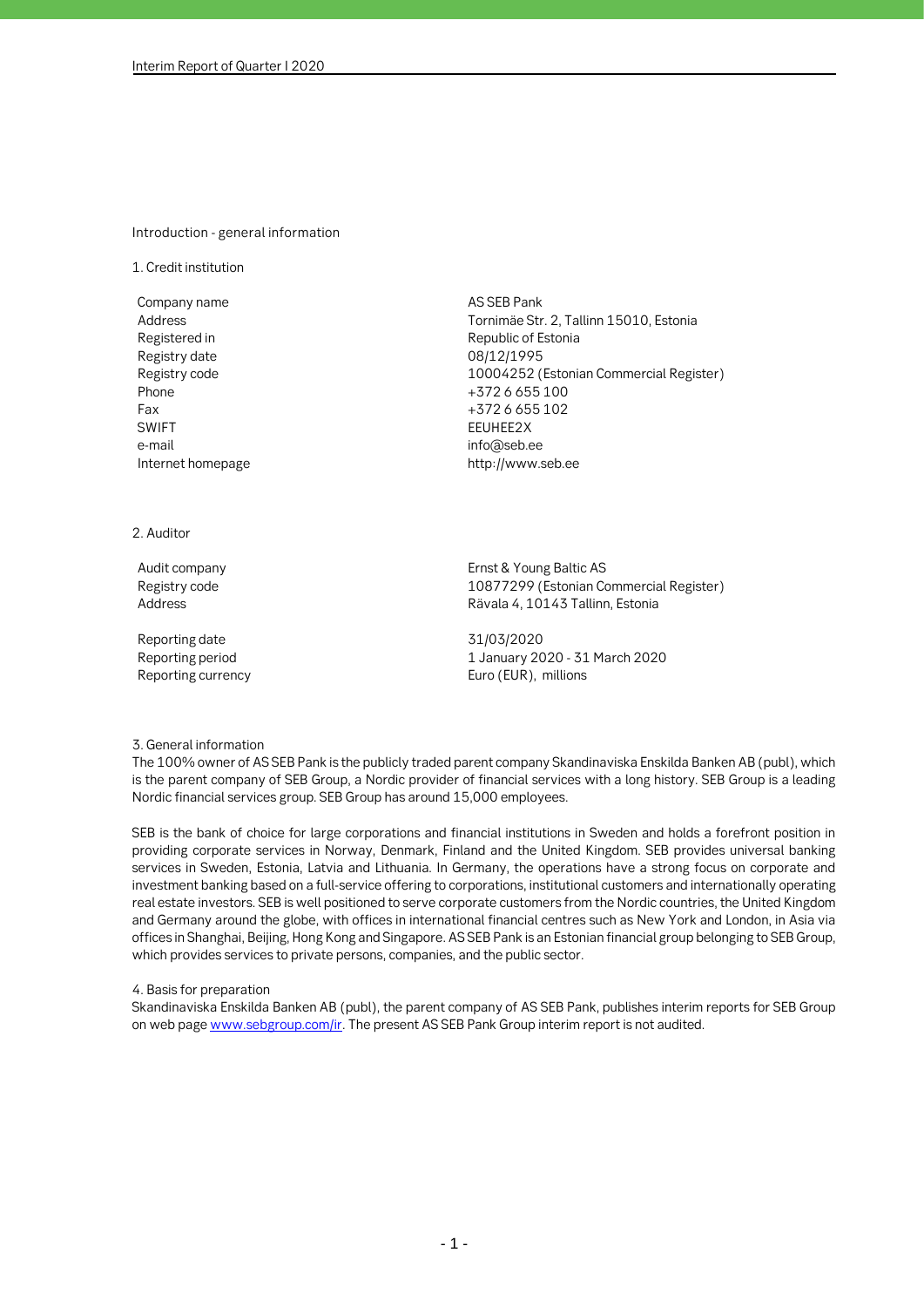## Introduction - general information

### 1. Credit institution

| | |
|---|---|
| Company name | AS SEB Pank |
| Address | Tornimäe Str. 2, Tallinn 15010, Estonia |
| Registered in | Republic of Estonia |
| Registry date | 08/12/1995 |
| Registry code | 10004252 (Estonian Commercial Register) |
| Phone | +372 6 655 100 |
| Fax | +372 6 655 102 |
| SWIFT | EEUHEE2X |
| e-mail | info@seb.ee |
| Internet homepage | http://www.seb.ee |

### 2. Auditor

| | |
|---|---|
| Audit company | Ernst & Young Baltic AS |
| Registry code | 10877299 (Estonian Commercial Register) |
| Address | Rävala 4, 10143 Tallinn, Estonia |
| Reporting date | 31/03/2020 |
| Reporting period | 1 January 2020 - 31 March 2020 |
| Reporting currency | Euro (EUR), millions |

### 3. General information

The 100% owner of AS SEB Pank is the publicly traded parent company Skandinaviska Enskilda Banken AB (publ), which is the parent company of SEB Group, a Nordic provider of financial services with a long history. SEB Group is a leading Nordic financial services group. SEB Group has around 15,000 employees.

SEB is the bank of choice for large corporations and financial institutions in Sweden and holds a forefront position in providing corporate services in Norway, Denmark, Finland and the United Kingdom. SEB provides universal banking services in Sweden, Estonia, Latvia and Lithuania. In Germany, the operations have a strong focus on corporate and investment banking based on a full-service offering to corporations, institutional customers and internationally operating real estate investors. SEB is well positioned to serve corporate customers from the Nordic countries, the United Kingdom and Germany around the globe, with offices in international financial centres such as New York and London, in Asia via offices in Shanghai, Beijing, Hong Kong and Singapore. AS SEB Pank is an Estonian financial group belonging to SEB Group, which provides services to private persons, companies, and the public sector.

### 4. Basis for preparation

Skandinaviska Enskilda Banken AB (publ), the parent company of AS SEB Pank, publishes interim reports for SEB Group on web page www.sebgroup.com/ir. The present AS SEB Pank Group interim report is not audited.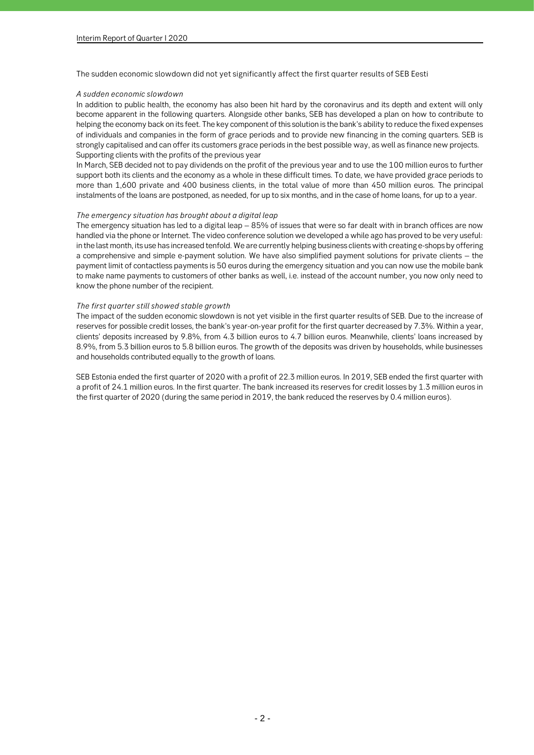The sudden economic slowdown did not yet significantly affect the first quarter results of SEB Eesti

*A sudden economic slowdown*

In addition to public health, the economy has also been hit hard by the coronavirus and its depth and extent will only become apparent in the following quarters. Alongside other banks, SEB has developed a plan on how to contribute to helping the economy back on its feet. The key component of this solution is the bank's ability to reduce the fixed expenses of individuals and companies in the form of grace periods and to provide new financing in the coming quarters. SEB is strongly capitalised and can offer its customers grace periods in the best possible way, as well as finance new projects.

Supporting clients with the profits of the previous year

In March, SEB decided not to pay dividends on the profit of the previous year and to use the 100 million euros to further support both its clients and the economy as a whole in these difficult times. To date, we have provided grace periods to more than 1,600 private and 400 business clients, in the total value of more than 450 million euros. The principal instalments of the loans are postponed, as needed, for up to six months, and in the case of home loans, for up to a year.

*The emergency situation has brought about a digital leap*

The emergency situation has led to a digital leap – 85% of issues that were so far dealt with in branch offices are now handled via the phone or Internet. The video conference solution we developed a while ago has proved to be very useful: in the last month, its use has increased tenfold. We are currently helping business clients with creating e-shops by offering a comprehensive and simple e-payment solution. We have also simplified payment solutions for private clients – the payment limit of contactless payments is 50 euros during the emergency situation and you can now use the mobile bank to make name payments to customers of other banks as well, i.e. instead of the account number, you now only need to know the phone number of the recipient.

*The first quarter still showed stable growth*

The impact of the sudden economic slowdown is not yet visible in the first quarter results of SEB. Due to the increase of reserves for possible credit losses, the bank's year-on-year profit for the first quarter decreased by 7.3%. Within a year, clients' deposits increased by 9.8%, from 4.3 billion euros to 4.7 billion euros. Meanwhile, clients' loans increased by 8.9%, from 5.3 billion euros to 5.8 billion euros. The growth of the deposits was driven by households, while businesses and households contributed equally to the growth of loans.

SEB Estonia ended the first quarter of 2020 with a profit of 22.3 million euros. In 2019, SEB ended the first quarter with a profit of 24.1 million euros. In the first quarter. The bank increased its reserves for credit losses by 1.3 million euros in the first quarter of 2020 (during the same period in 2019, the bank reduced the reserves by 0.4 million euros).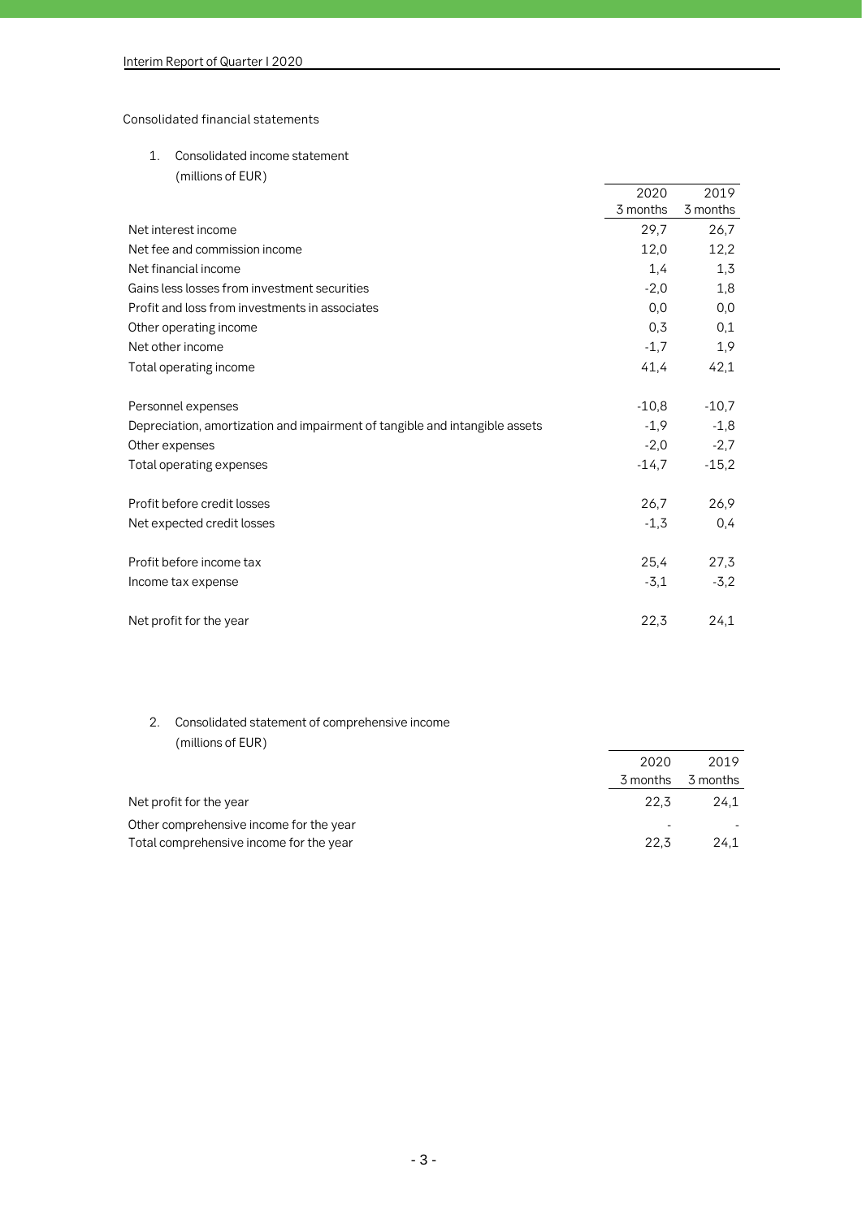Consolidated financial statements

1. Consolidated income statement
   (millions of EUR)

| | 2020 3 months | 2019 3 months |
|---|---|---|
| Net interest income | 29,7 | 26,7 |
| Net fee and commission income | 12,0 | 12,2 |
| Net financial income | 1,4 | 1,3 |
| Gains less losses from investment securities | -2,0 | 1,8 |
| Profit and loss from investments in associates | 0,0 | 0,0 |
| Other operating income | 0,3 | 0,1 |
| Net other income | -1,7 | 1,9 |
| Total operating income | 41,4 | 42,1 |
| | | |
| Personnel expenses | -10,8 | -10,7 |
| Depreciation, amortization and impairment of tangible and intangible assets | -1,9 | -1,8 |
| Other expenses | -2,0 | -2,7 |
| Total operating expenses | -14,7 | -15,2 |
| | | |
| Profit before credit losses | 26,7 | 26,9 |
| Net expected credit losses | -1,3 | 0,4 |
| | | |
| Profit before income tax | 25,4 | 27,3 |
| Income tax expense | -3,1 | -3,2 |
| | | |
| Net profit for the year | 22,3 | 24,1 |

2. Consolidated statement of comprehensive income
   (millions of EUR)

| | 2020 3 months | 2019 3 months |
|---|---|---|
| Net profit for the year | 22,3 | 24,1 |
| Other comprehensive income for the year | - | - |
| Total comprehensive income for the year | 22,3 | 24,1 |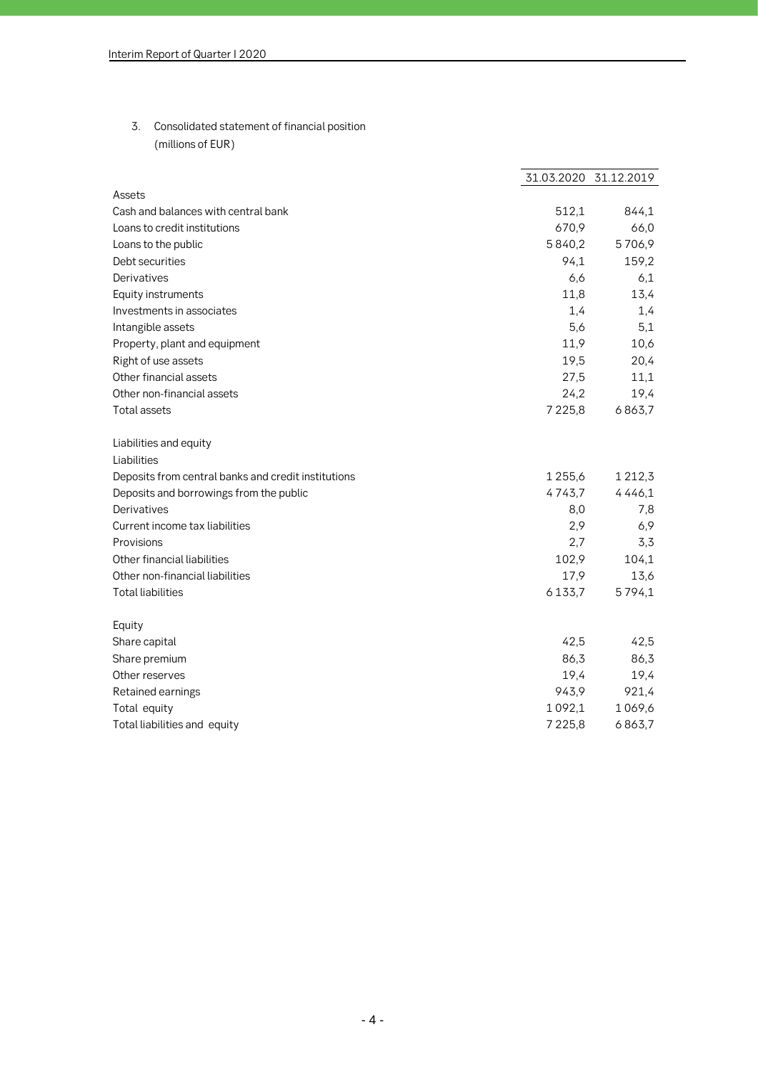## 3. Consolidated statement of financial position

(millions of EUR)

| | 31.03.2020 | 31.12.2019 |
|---|---|---|
| Assets | | |
| Cash and balances with central bank | 512,1 | 844,1 |
| Loans to credit institutions | 670,9 | 66,0 |
| Loans to the public | 5 840,2 | 5 706,9 |
| Debt securities | 94,1 | 159,2 |
| Derivatives | 6,6 | 6,1 |
| Equity instruments | 11,8 | 13,4 |
| Investments in associates | 1,4 | 1,4 |
| Intangible assets | 5,6 | 5,1 |
| Property, plant and equipment | 11,9 | 10,6 |
| Right of use assets | 19,5 | 20,4 |
| Other financial assets | 27,5 | 11,1 |
| Other non-financial assets | 24,2 | 19,4 |
| Total assets | 7 225,8 | 6 863,7 |
| | | |
| Liabilities and equity | | |
| Liabilities | | |
| Deposits from central banks and credit institutions | 1 255,6 | 1 212,3 |
| Deposits and borrowings from the public | 4 743,7 | 4 446,1 |
| Derivatives | 8,0 | 7,8 |
| Current income tax liabilities | 2,9 | 6,9 |
| Provisions | 2,7 | 3,3 |
| Other financial liabilities | 102,9 | 104,1 |
| Other non-financial liabilities | 17,9 | 13,6 |
| Total liabilities | 6 133,7 | 5 794,1 |
| | | |
| Equity | | |
| Share capital | 42,5 | 42,5 |
| Share premium | 86,3 | 86,3 |
| Other reserves | 19,4 | 19,4 |
| Retained earnings | 943,9 | 921,4 |
| Total equity | 1 092,1 | 1 069,6 |
| Total liabilities and equity | 7 225,8 | 6 863,7 |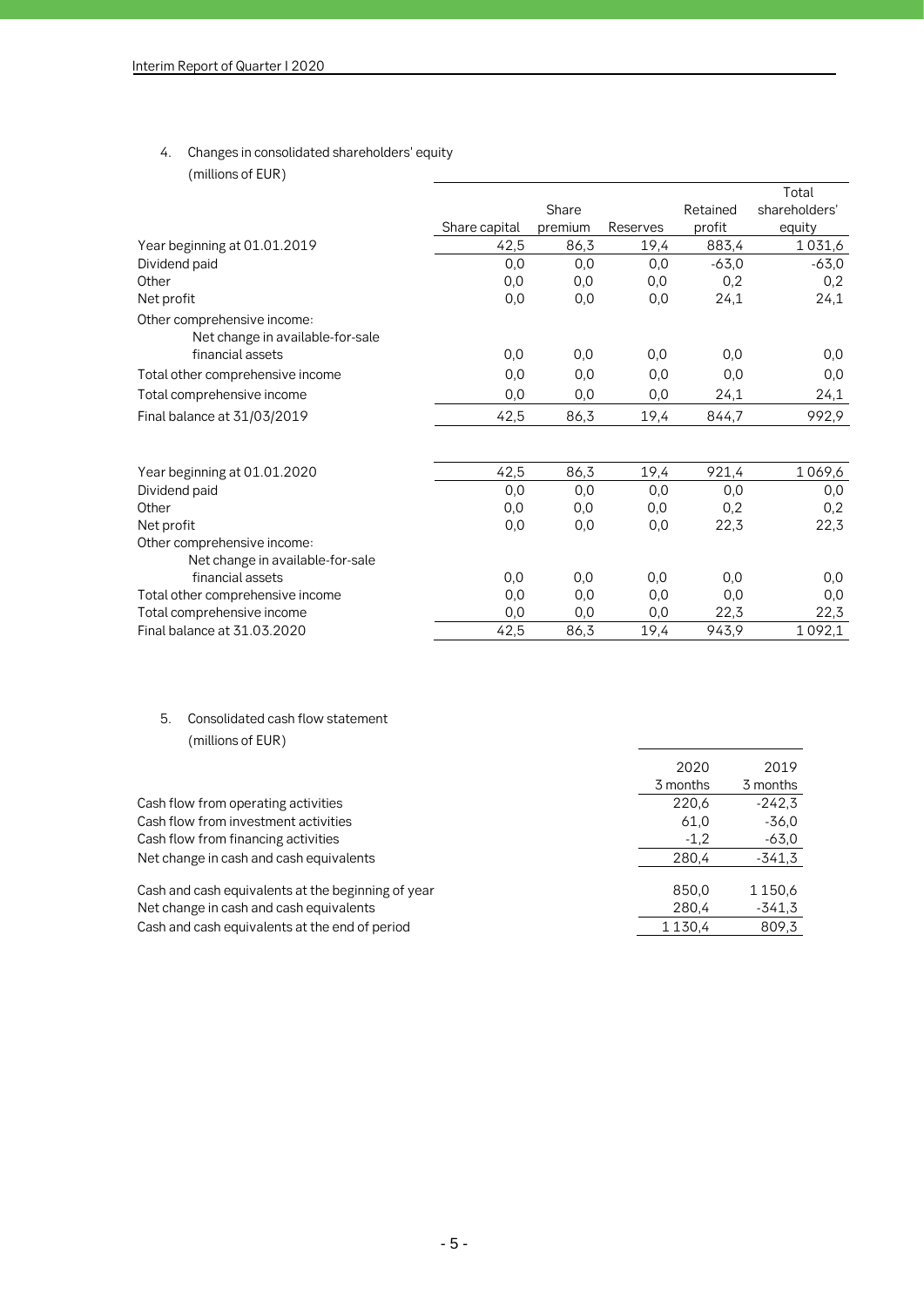## 4. Changes in consolidated shareholders' equity

(millions of EUR)

| | Share capital | Share premium | Reserves | Retained profit | Total shareholders' equity |
|---|---|---|---|---|---|
| Year beginning at 01.01.2019 | 42,5 | 86,3 | 19,4 | 883,4 | 1 031,6 |
| Dividend paid | 0,0 | 0,0 | 0,0 | -63,0 | -63,0 |
| Other | 0,0 | 0,0 | 0,0 | 0,2 | 0,2 |
| Net profit | 0,0 | 0,0 | 0,0 | 24,1 | 24,1 |
| Other comprehensive income: | | | | | |
| Net change in available-for-sale financial assets | 0,0 | 0,0 | 0,0 | 0,0 | 0,0 |
| Total other comprehensive income | 0,0 | 0,0 | 0,0 | 0,0 | 0,0 |
| Total comprehensive income | 0,0 | 0,0 | 0,0 | 24,1 | 24,1 |
| Final balance at 31/03/2019 | 42,5 | 86,3 | 19,4 | 844,7 | 992,9 |
| | | | | | |
| Year beginning at 01.01.2020 | 42,5 | 86,3 | 19,4 | 921,4 | 1 069,6 |
| Dividend paid | 0,0 | 0,0 | 0,0 | 0,0 | 0,0 |
| Other | 0,0 | 0,0 | 0,0 | 0,2 | 0,2 |
| Net profit | 0,0 | 0,0 | 0,0 | 22,3 | 22,3 |
| Other comprehensive income: | | | | | |
| Net change in available-for-sale financial assets | 0,0 | 0,0 | 0,0 | 0,0 | 0,0 |
| Total other comprehensive income | 0,0 | 0,0 | 0,0 | 0,0 | 0,0 |
| Total comprehensive income | 0,0 | 0,0 | 0,0 | 22,3 | 22,3 |
| Final balance at 31.03.2020 | 42,5 | 86,3 | 19,4 | 943,9 | 1 092,1 |

## 5. Consolidated cash flow statement

(millions of EUR)

| | 2020 3 months | 2019 3 months |
|---|---|---|
| Cash flow from operating activities | 220,6 | -242,3 |
| Cash flow from investment activities | 61,0 | -36,0 |
| Cash flow from financing activities | -1,2 | -63,0 |
| Net change in cash and cash equivalents | 280,4 | -341,3 |
| | | |
| Cash and cash equivalents at the beginning of year | 850,0 | 1 150,6 |
| Net change in cash and cash equivalents | 280,4 | -341,3 |
| Cash and cash equivalents at the end of period | 1 130,4 | 809,3 |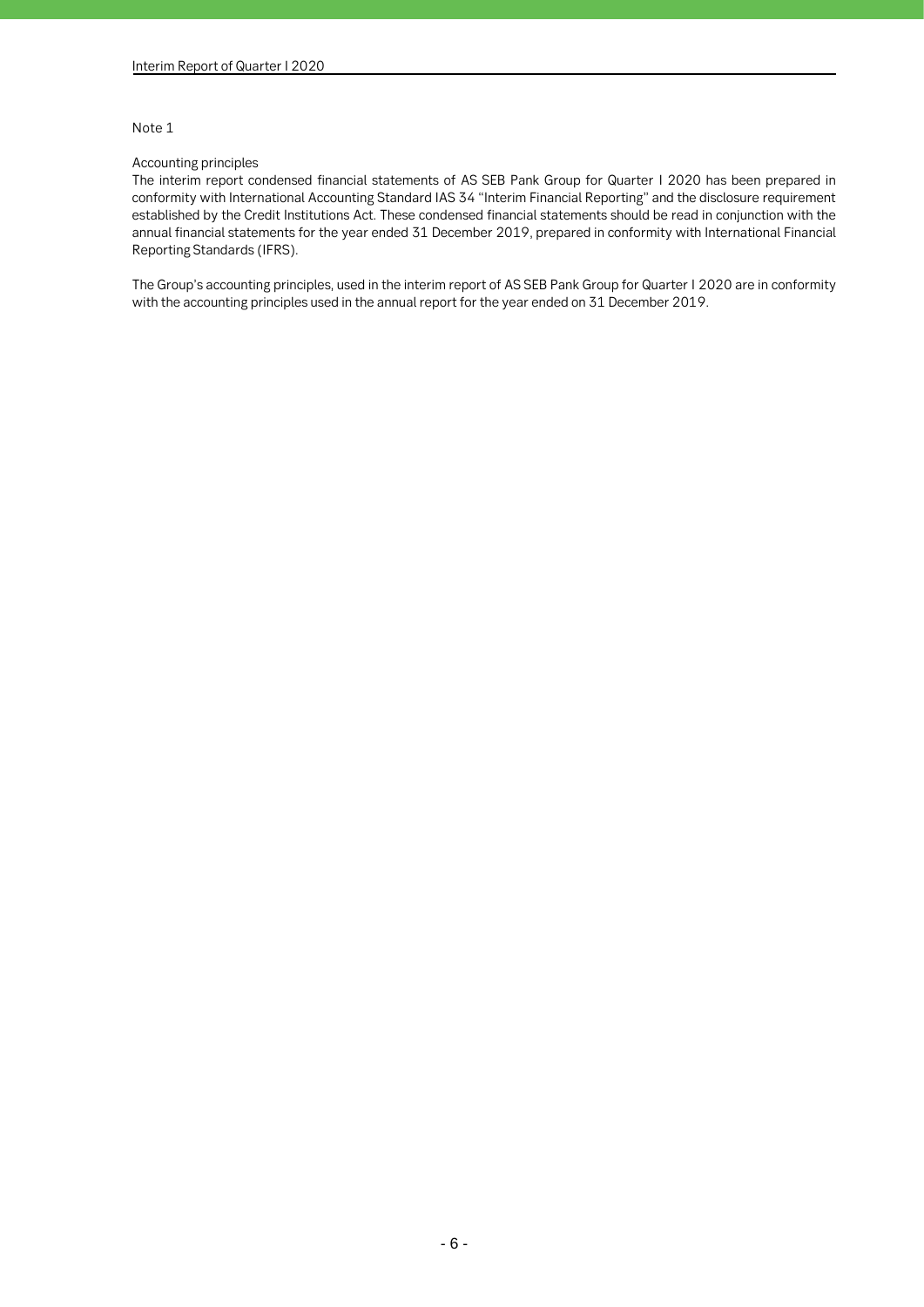Note 1

Accounting principles

The interim report condensed financial statements of AS SEB Pank Group for Quarter I 2020 has been prepared in conformity with International Accounting Standard IAS 34 "Interim Financial Reporting" and the disclosure requirement established by the Credit Institutions Act. These condensed financial statements should be read in conjunction with the annual financial statements for the year ended 31 December 2019, prepared in conformity with International Financial Reporting Standards (IFRS).

The Group's accounting principles, used in the interim report of AS SEB Pank Group for Quarter I 2020 are in conformity with the accounting principles used in the annual report for the year ended on 31 December 2019.